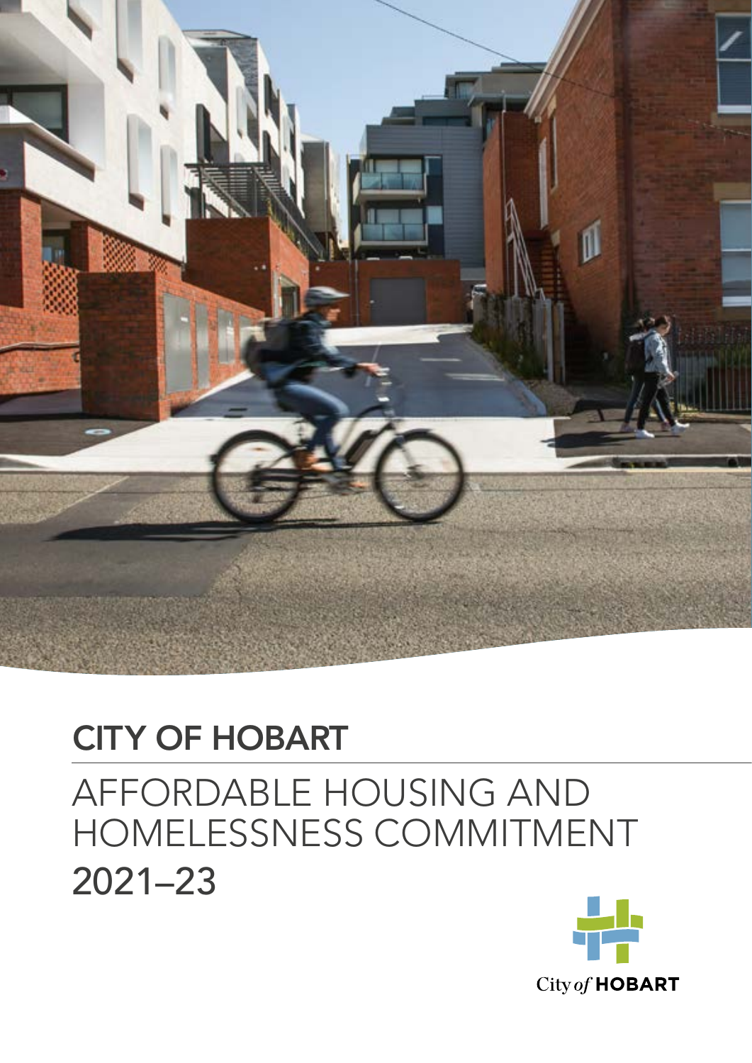# CITY OF HOBART

# AFFORDABLE HOUSING AND HOMELESSNESS COMMITMENT 2021–23

City of HOBART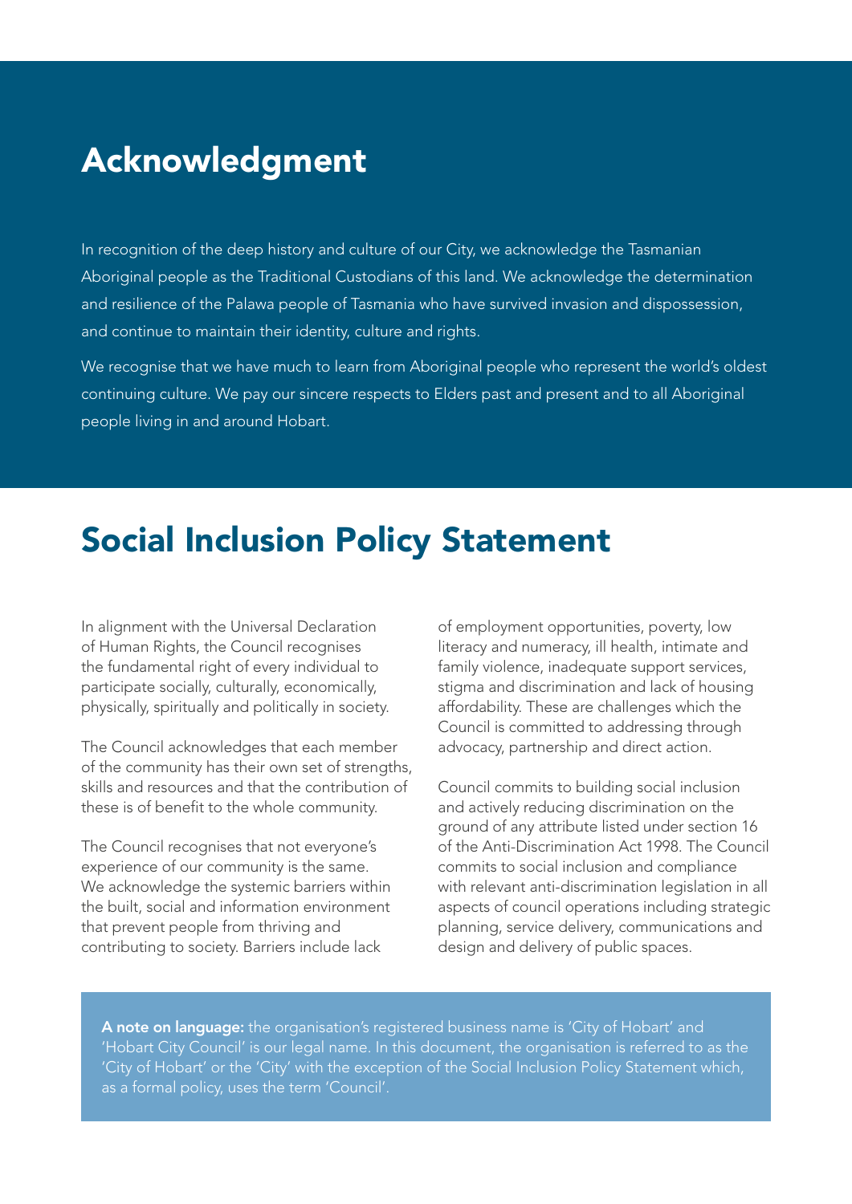# Acknowledgment

In recognition of the deep history and culture of our City, we acknowledge the Tasmanian Aboriginal people as the Traditional Custodians of this land. We acknowledge the determination and resilience of the Palawa people of Tasmania who have survived invasion and dispossession, and continue to maintain their identity, culture and rights.

We recognise that we have much to learn from Aboriginal people who represent the world's oldest continuing culture. We pay our sincere respects to Elders past and present and to all Aboriginal people living in and around Hobart.

# Social Inclusion Policy Statement

In alignment with the Universal Declaration of Human Rights, the Council recognises the fundamental right of every individual to participate socially, culturally, economically, physically, spiritually and politically in society.

The Council acknowledges that each member of the community has their own set of strengths, skills and resources and that the contribution of these is of benefit to the whole community.

The Council recognises that not everyone's experience of our community is the same. We acknowledge the systemic barriers within the built, social and information environment that prevent people from thriving and contributing to society. Barriers include lack of employment opportunities, poverty, low literacy and numeracy, ill health, intimate and family violence, inadequate support services, stigma and discrimination and lack of housing affordability. These are challenges which the Council is committed to addressing through advocacy, partnership and direct action.

Council commits to building social inclusion and actively reducing discrimination on the ground of any attribute listed under section 16 of the Anti-Discrimination Act 1998. The Council commits to social inclusion and compliance with relevant anti-discrimination legislation in all aspects of council operations including strategic planning, service delivery, communications and design and delivery of public spaces.

**A note on language:** the organisation's registered business name is 'City of Hobart' and 'Hobart City Council' is our legal name. In this document, the organisation is referred to as the 'City of Hobart' or the 'City' with the exception of the Social Inclusion Policy Statement which, as a formal policy, uses the term 'Council'.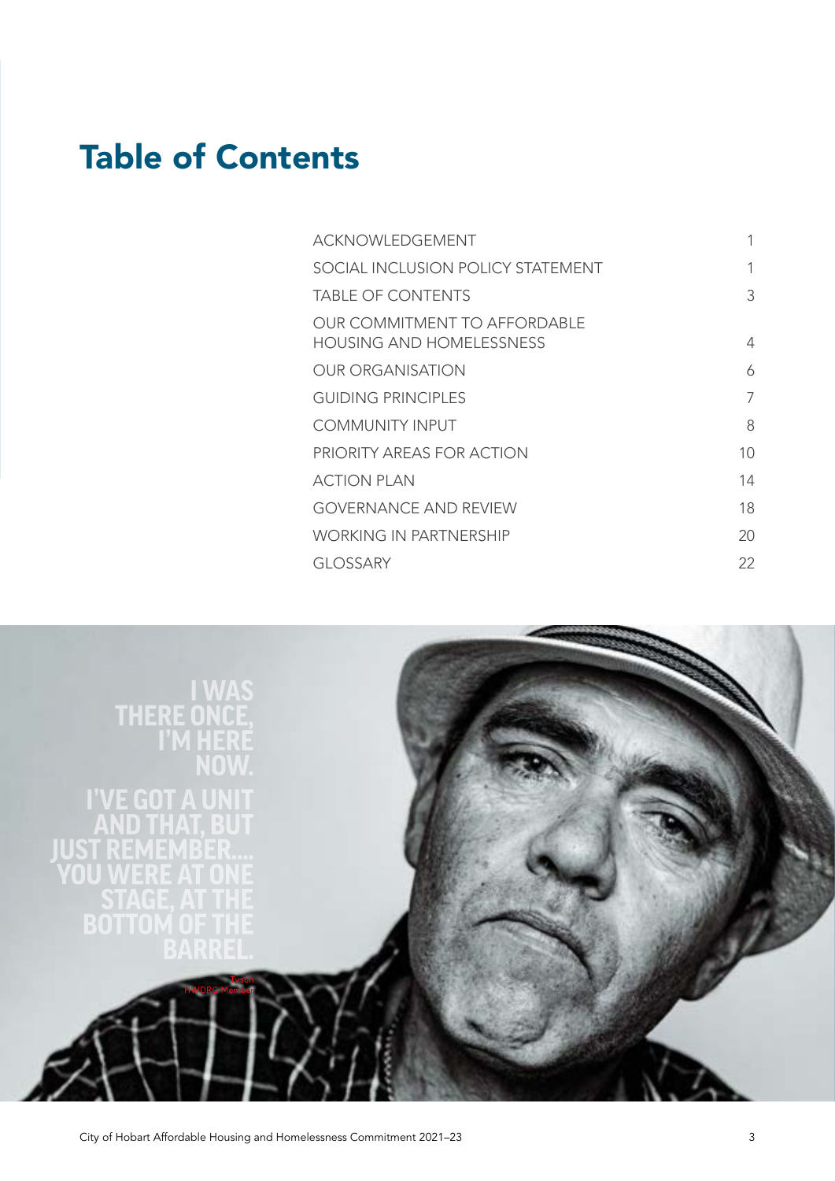# Table of Contents

| | |
|---|---|
| ACKNOWLEDGEMENT | 1 |
| SOCIAL INCLUSION POLICY STATEMENT | 1 |
| TABLE OF CONTENTS | 3 |
| OUR COMMITMENT TO AFFORDABLE HOUSING AND HOMELESSNESS | 4 |
| OUR ORGANISATION | 6 |
| GUIDING PRINCIPLES | 7 |
| COMMUNITY INPUT | 8 |
| PRIORITY AREAS FOR ACTION | 10 |
| ACTION PLAN | 14 |
| GOVERNANCE AND REVIEW | 18 |
| WORKING IN PARTNERSHIP | 20 |
| GLOSSARY | 22 |

**I WAS THERE ONCE, I'M HERE NOW. I'VE GOT A UNIT AND THAT, BUT JUST REMEMBER.... YOU WERE AT ONE STAGE, AT THE BOTTOM OF THE BARREL.**

Tyson
HNDRC Member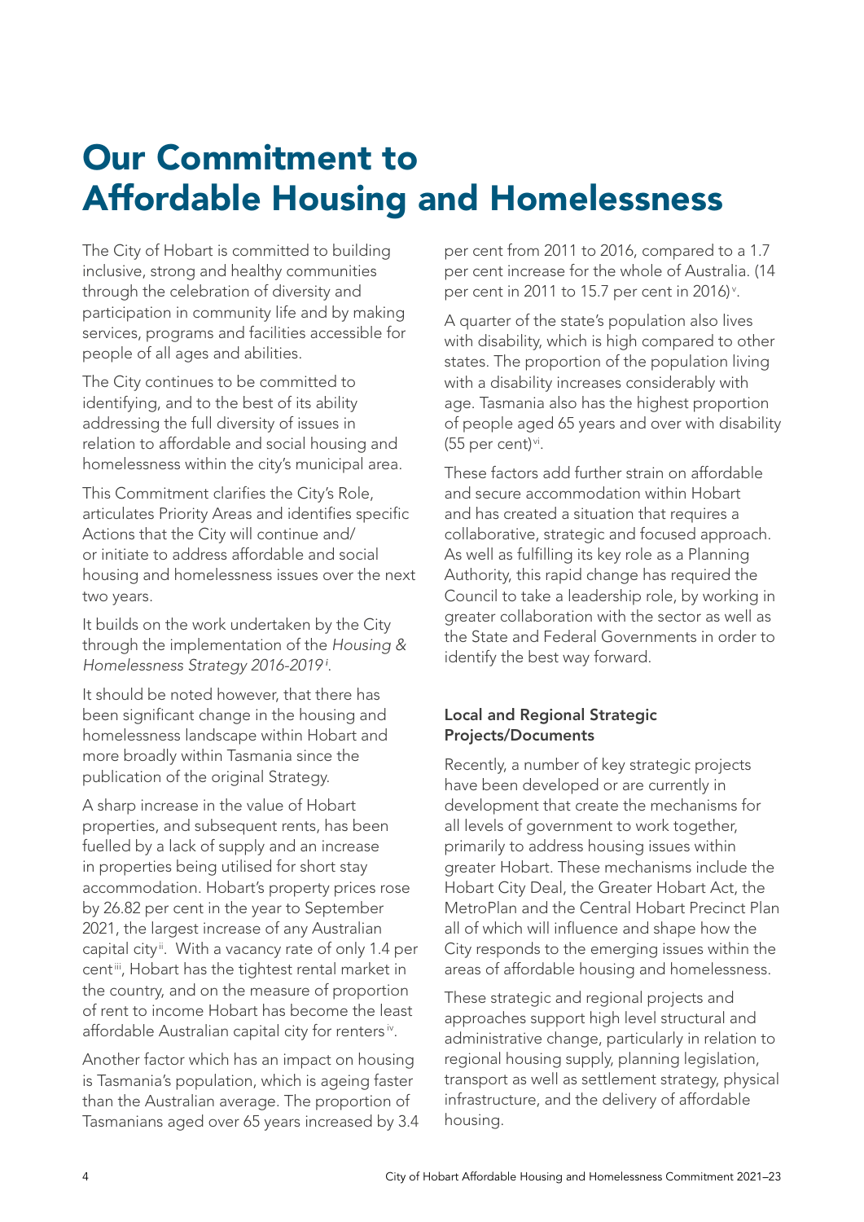# Our Commitment to Affordable Housing and Homelessness

The City of Hobart is committed to building inclusive, strong and healthy communities through the celebration of diversity and participation in community life and by making services, programs and facilities accessible for people of all ages and abilities.

The City continues to be committed to identifying, and to the best of its ability addressing the full diversity of issues in relation to affordable and social housing and homelessness within the city's municipal area.

This Commitment clarifies the City's Role, articulates Priority Areas and identifies specific Actions that the City will continue and/or initiate to address affordable and social housing and homelessness issues over the next two years.

It builds on the work undertaken by the City through the implementation of the *Housing & Homelessness Strategy 2016-2019* [i].

It should be noted however, that there has been significant change in the housing and homelessness landscape within Hobart and more broadly within Tasmania since the publication of the original Strategy.

A sharp increase in the value of Hobart properties, and subsequent rents, has been fuelled by a lack of supply and an increase in properties being utilised for short stay accommodation. Hobart's property prices rose by 26.82 per cent in the year to September 2021, the largest increase of any Australian capital city[ii]. With a vacancy rate of only 1.4 per cent[iii], Hobart has the tightest rental market in the country, and on the measure of proportion of rent to income Hobart has become the least affordable Australian capital city for renters[iv].

Another factor which has an impact on housing is Tasmania's population, which is ageing faster than the Australian average. The proportion of Tasmanians aged over 65 years increased by 3.4 per cent from 2011 to 2016, compared to a 1.7 per cent increase for the whole of Australia. (14 per cent in 2011 to 15.7 per cent in 2016)[v].

A quarter of the state's population also lives with disability, which is high compared to other states. The proportion of the population living with a disability increases considerably with age. Tasmania also has the highest proportion of people aged 65 years and over with disability (55 per cent)[vi].

These factors add further strain on affordable and secure accommodation within Hobart and has created a situation that requires a collaborative, strategic and focused approach. As well as fulfilling its key role as a Planning Authority, this rapid change has required the Council to take a leadership role, by working in greater collaboration with the sector as well as the State and Federal Governments in order to identify the best way forward.

### Local and Regional Strategic Projects/Documents

Recently, a number of key strategic projects have been developed or are currently in development that create the mechanisms for all levels of government to work together, primarily to address housing issues within greater Hobart. These mechanisms include the Hobart City Deal, the Greater Hobart Act, the MetroPlan and the Central Hobart Precinct Plan all of which will influence and shape how the City responds to the emerging issues within the areas of affordable housing and homelessness.

These strategic and regional projects and approaches support high level structural and administrative change, particularly in relation to regional housing supply, planning legislation, transport as well as settlement strategy, physical infrastructure, and the delivery of affordable housing.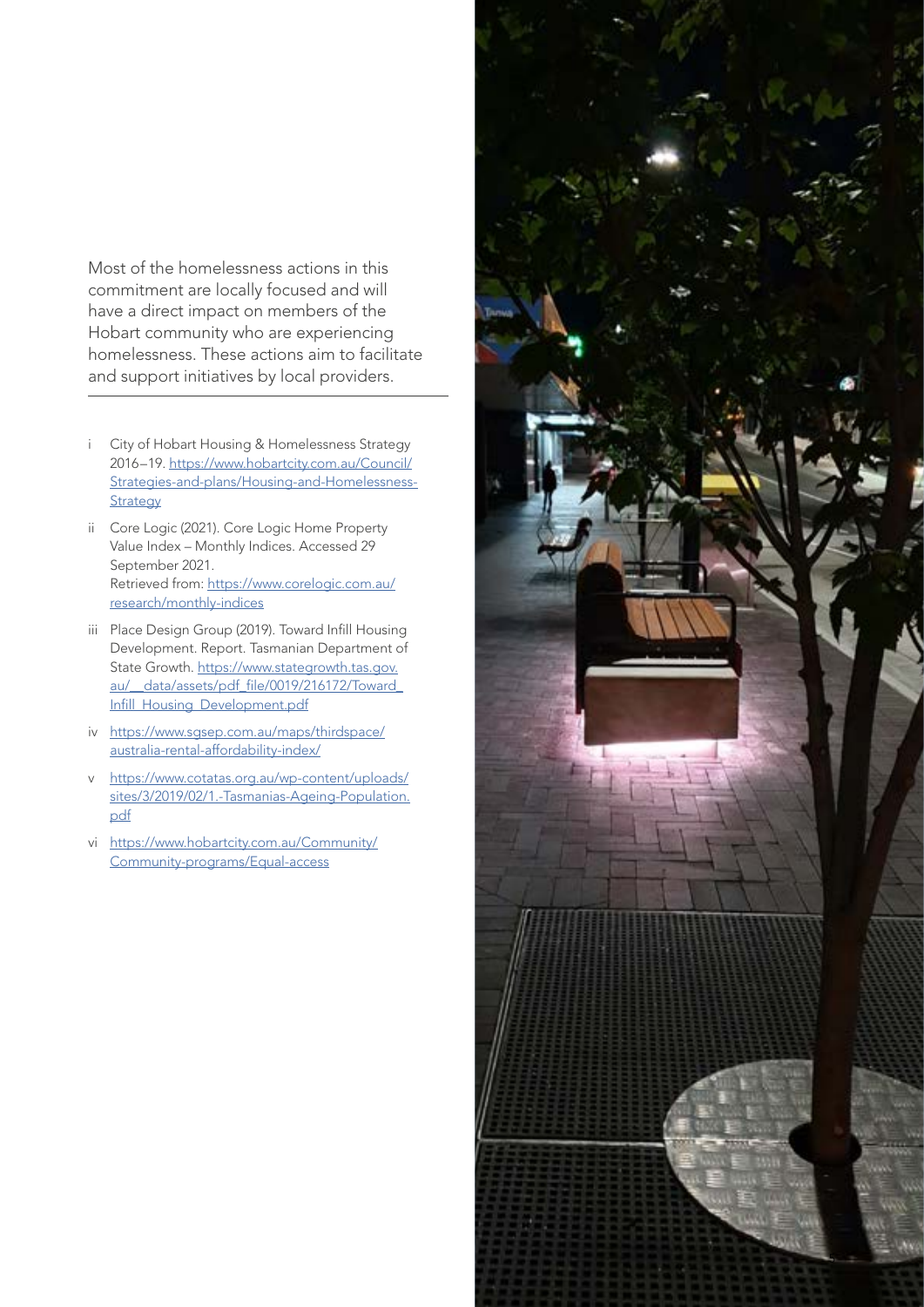Most of the homelessness actions in this commitment are locally focused and will have a direct impact on members of the Hobart community who are experiencing homelessness. These actions aim to facilitate and support initiatives by local providers.

---

- i City of Hobart Housing & Homelessness Strategy 2016–19. [https://www.hobartcity.com.au/Council/Strategies-and-plans/Housing-and-Homelessness-Strategy](https://www.hobartcity.com.au/Council/Strategies-and-plans/Housing-and-Homelessness-Strategy)
- ii Core Logic (2021). Core Logic Home Property Value Index – Monthly Indices. Accessed 29 September 2021. Retrieved from: [https://www.corelogic.com.au/research/monthly-indices](https://www.corelogic.com.au/research/monthly-indices)
- iii Place Design Group (2019). Toward Infill Housing Development. Report. Tasmanian Department of State Growth. [https://www.stategrowth.tas.gov.au/__data/assets/pdf_file/0019/216172/Toward_Infill_Housing_Development.pdf](https://www.stategrowth.tas.gov.au/__data/assets/pdf_file/0019/216172/Toward_Infill_Housing_Development.pdf)
- iv [https://www.sgsep.com.au/maps/thirdspace/australia-rental-affordability-index/](https://www.sgsep.com.au/maps/thirdspace/australia-rental-affordability-index/)
- v [https://www.cotatas.org.au/wp-content/uploads/sites/3/2019/02/1.-Tasmanias-Ageing-Population.pdf](https://www.cotatas.org.au/wp-content/uploads/sites/3/2019/02/1.-Tasmanias-Ageing-Population.pdf)
- vi [https://www.hobartcity.com.au/Community/Community-programs/Equal-access](https://www.hobartcity.com.au/Community/Community-programs/Equal-access)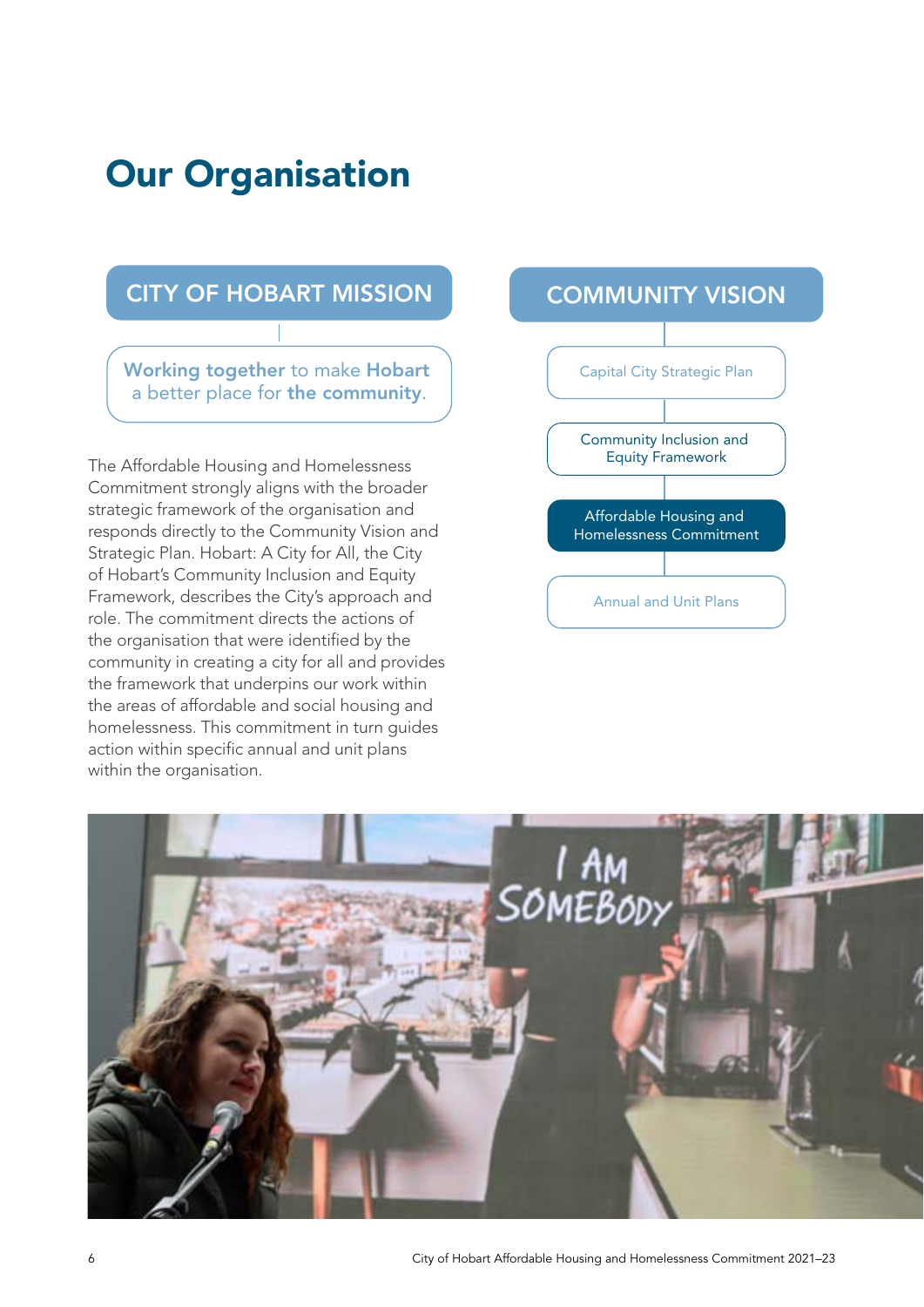# Our Organisation

## CITY OF HOBART MISSION

**Working together** to make **Hobart** a better place for **the community**.

The Affordable Housing and Homelessness Commitment strongly aligns with the broader strategic framework of the organisation and responds directly to the Community Vision and Strategic Plan. Hobart: A City for All, the City of Hobart's Community Inclusion and Equity Framework, describes the City's approach and role. The commitment directs the actions of the organisation that were identified by the community in creating a city for all and provides the framework that underpins our work within the areas of affordable and social housing and homelessness. This commitment in turn guides action within specific annual and unit plans within the organisation.

## COMMUNITY VISION

- Capital City Strategic Plan
- Community Inclusion and Equity Framework
- Affordable Housing and Homelessness Commitment
- Annual and Unit Plans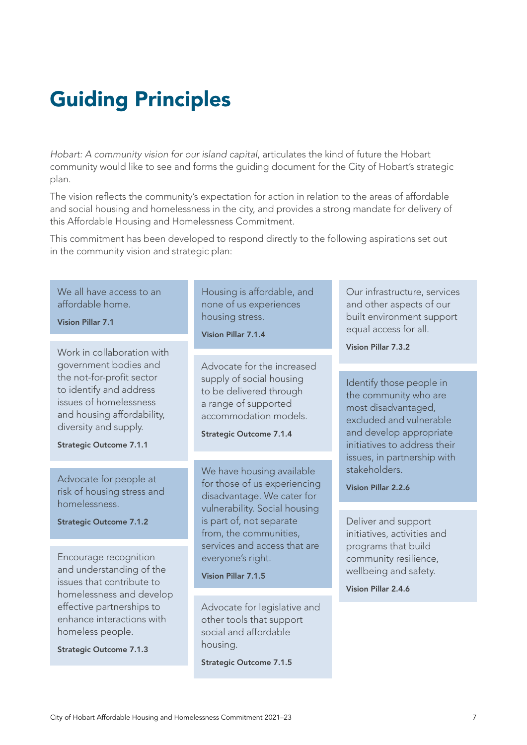# Guiding Principles

*Hobart: A community vision for our island capital*, articulates the kind of future the Hobart community would like to see and forms the guiding document for the City of Hobart's strategic plan.

The vision reflects the community's expectation for action in relation to the areas of affordable and social housing and homelessness in the city, and provides a strong mandate for delivery of this Affordable Housing and Homelessness Commitment.

This commitment has been developed to respond directly to the following aspirations set out in the community vision and strategic plan:

We all have access to an affordable home.

**Vision Pillar 7.1**

Work in collaboration with government bodies and the not-for-profit sector to identify and address issues of homelessness and housing affordability, diversity and supply.

**Strategic Outcome 7.1.1**

Advocate for people at risk of housing stress and homelessness.

**Strategic Outcome 7.1.2**

Encourage recognition and understanding of the issues that contribute to homelessness and develop effective partnerships to enhance interactions with homeless people.

**Strategic Outcome 7.1.3**

Housing is affordable, and none of us experiences housing stress.

**Vision Pillar 7.1.4**

Advocate for the increased supply of social housing to be delivered through a range of supported accommodation models.

**Strategic Outcome 7.1.4**

We have housing available for those of us experiencing disadvantage. We cater for vulnerability. Social housing is part of, not separate from, the communities, services and access that are everyone's right.

**Vision Pillar 7.1.5**

Advocate for legislative and other tools that support social and affordable housing.

**Strategic Outcome 7.1.5**

Our infrastructure, services and other aspects of our built environment support equal access for all.

**Vision Pillar 7.3.2**

Identify those people in the community who are most disadvantaged, excluded and vulnerable and develop appropriate initiatives to address their issues, in partnership with stakeholders.

**Vision Pillar 2.2.6**

Deliver and support initiatives, activities and programs that build community resilience, wellbeing and safety.

**Vision Pillar 2.4.6**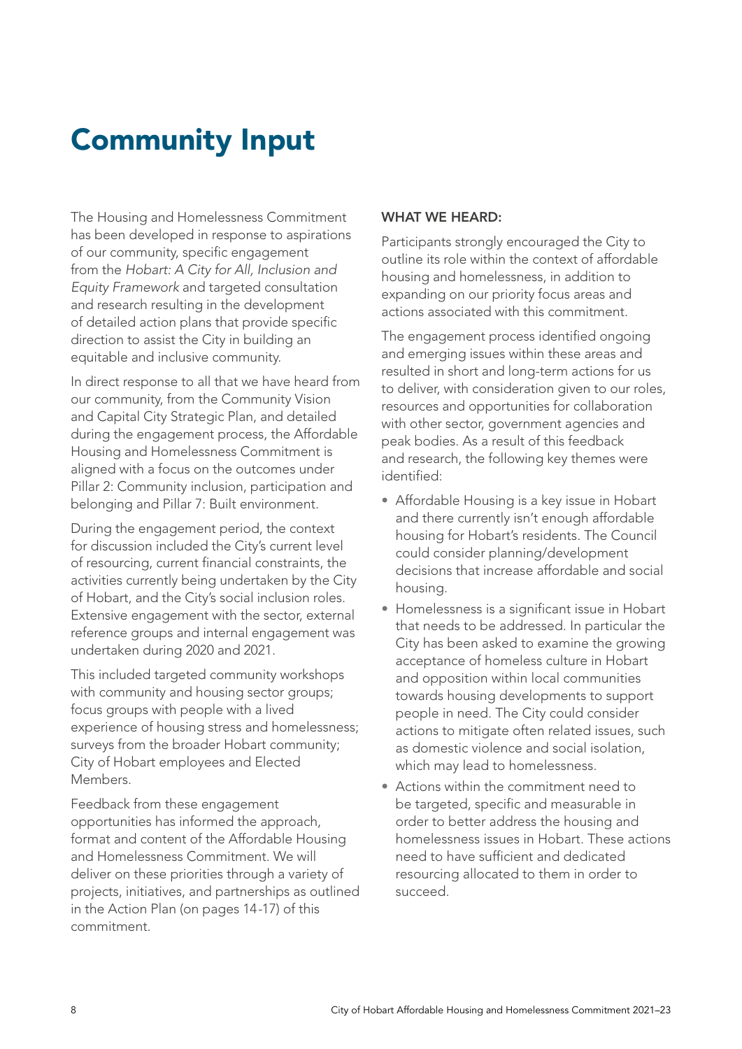# Community Input

The Housing and Homelessness Commitment has been developed in response to aspirations of our community, specific engagement from the *Hobart: A City for All, Inclusion and Equity Framework* and targeted consultation and research resulting in the development of detailed action plans that provide specific direction to assist the City in building an equitable and inclusive community.

In direct response to all that we have heard from our community, from the Community Vision and Capital City Strategic Plan, and detailed during the engagement process, the Affordable Housing and Homelessness Commitment is aligned with a focus on the outcomes under Pillar 2: Community inclusion, participation and belonging and Pillar 7: Built environment.

During the engagement period, the context for discussion included the City's current level of resourcing, current financial constraints, the activities currently being undertaken by the City of Hobart, and the City's social inclusion roles. Extensive engagement with the sector, external reference groups and internal engagement was undertaken during 2020 and 2021.

This included targeted community workshops with community and housing sector groups; focus groups with people with a lived experience of housing stress and homelessness; surveys from the broader Hobart community; City of Hobart employees and Elected Members.

Feedback from these engagement opportunities has informed the approach, format and content of the Affordable Housing and Homelessness Commitment. We will deliver on these priorities through a variety of projects, initiatives, and partnerships as outlined in the Action Plan (on pages 14-17) of this commitment.

**WHAT WE HEARD:**

Participants strongly encouraged the City to outline its role within the context of affordable housing and homelessness, in addition to expanding on our priority focus areas and actions associated with this commitment.

The engagement process identified ongoing and emerging issues within these areas and resulted in short and long-term actions for us to deliver, with consideration given to our roles, resources and opportunities for collaboration with other sector, government agencies and peak bodies. As a result of this feedback and research, the following key themes were identified:

- Affordable Housing is a key issue in Hobart and there currently isn't enough affordable housing for Hobart's residents. The Council could consider planning/development decisions that increase affordable and social housing.
- Homelessness is a significant issue in Hobart that needs to be addressed. In particular the City has been asked to examine the growing acceptance of homeless culture in Hobart and opposition within local communities towards housing developments to support people in need. The City could consider actions to mitigate often related issues, such as domestic violence and social isolation, which may lead to homelessness.
- Actions within the commitment need to be targeted, specific and measurable in order to better address the housing and homelessness issues in Hobart. These actions need to have sufficient and dedicated resourcing allocated to them in order to succeed.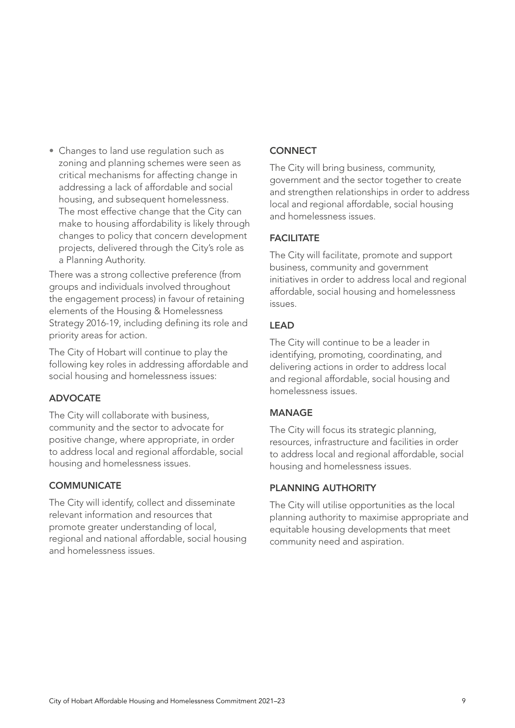- Changes to land use regulation such as zoning and planning schemes were seen as critical mechanisms for affecting change in addressing a lack of affordable and social housing, and subsequent homelessness. The most effective change that the City can make to housing affordability is likely through changes to policy that concern development projects, delivered through the City's role as a Planning Authority.

There was a strong collective preference (from groups and individuals involved throughout the engagement process) in favour of retaining elements of the Housing & Homelessness Strategy 2016-19, including defining its role and priority areas for action.

The City of Hobart will continue to play the following key roles in addressing affordable and social housing and homelessness issues:

### ADVOCATE

The City will collaborate with business, community and the sector to advocate for positive change, where appropriate, in order to address local and regional affordable, social housing and homelessness issues.

### COMMUNICATE

The City will identify, collect and disseminate relevant information and resources that promote greater understanding of local, regional and national affordable, social housing and homelessness issues.

### CONNECT

The City will bring business, community, government and the sector together to create and strengthen relationships in order to address local and regional affordable, social housing and homelessness issues.

### FACILITATE

The City will facilitate, promote and support business, community and government initiatives in order to address local and regional affordable, social housing and homelessness issues.

### LEAD

The City will continue to be a leader in identifying, promoting, coordinating, and delivering actions in order to address local and regional affordable, social housing and homelessness issues.

### MANAGE

The City will focus its strategic planning, resources, infrastructure and facilities in order to address local and regional affordable, social housing and homelessness issues.

### PLANNING AUTHORITY

The City will utilise opportunities as the local planning authority to maximise appropriate and equitable housing developments that meet community need and aspiration.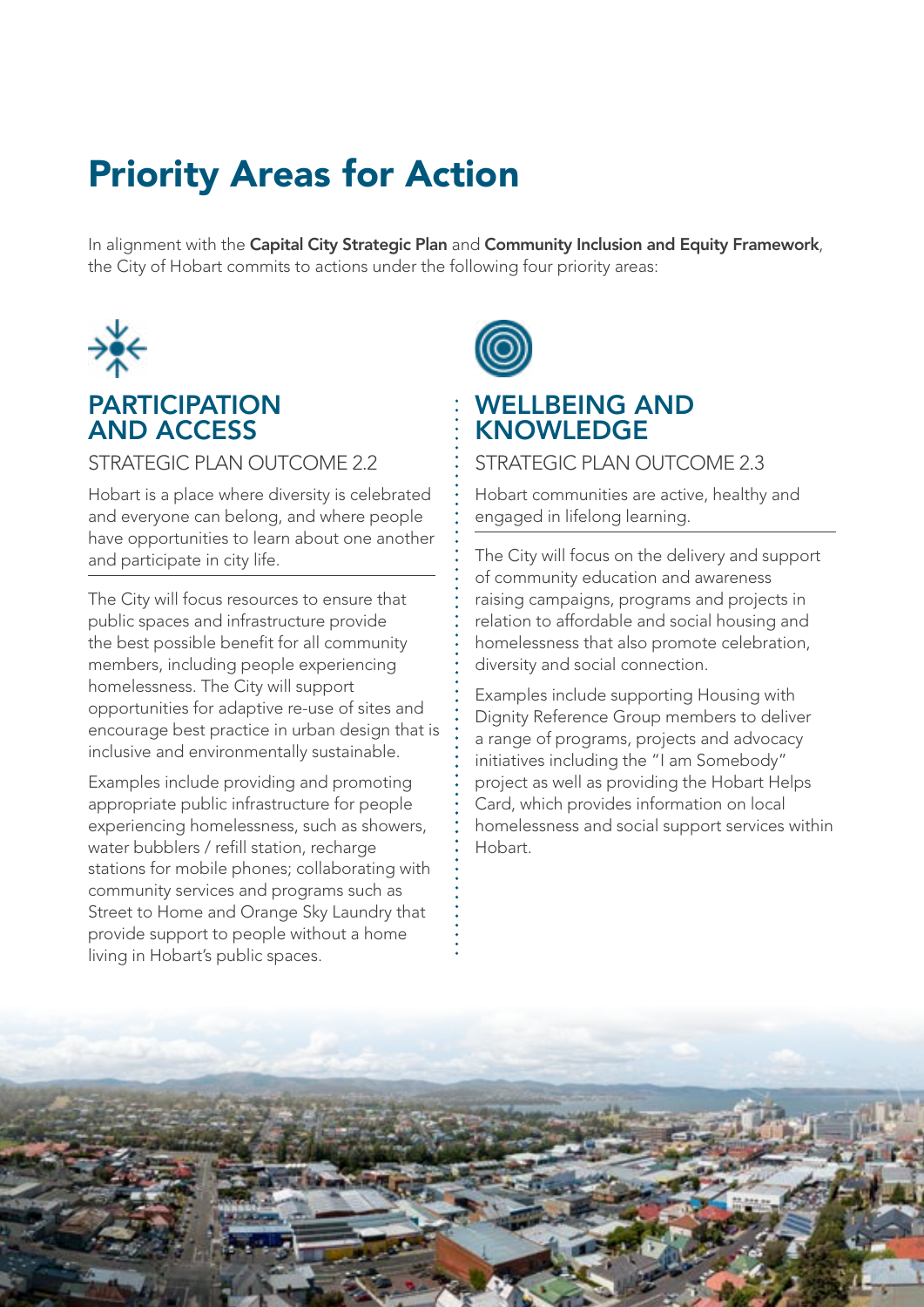# Priority Areas for Action

In alignment with the **Capital City Strategic Plan** and **Community Inclusion and Equity Framework**, the City of Hobart commits to actions under the following four priority areas:

## PARTICIPATION AND ACCESS

### STRATEGIC PLAN OUTCOME 2.2

Hobart is a place where diversity is celebrated and everyone can belong, and where people have opportunities to learn about one another and participate in city life.

The City will focus resources to ensure that public spaces and infrastructure provide the best possible benefit for all community members, including people experiencing homelessness. The City will support opportunities for adaptive re-use of sites and encourage best practice in urban design that is inclusive and environmentally sustainable.

Examples include providing and promoting appropriate public infrastructure for people experiencing homelessness, such as showers, water bubblers / refill station, recharge stations for mobile phones; collaborating with community services and programs such as Street to Home and Orange Sky Laundry that provide support to people without a home living in Hobart's public spaces.

## WELLBEING AND KNOWLEDGE

### STRATEGIC PLAN OUTCOME 2.3

Hobart communities are active, healthy and engaged in lifelong learning.

The City will focus on the delivery and support of community education and awareness raising campaigns, programs and projects in relation to affordable and social housing and homelessness that also promote celebration, diversity and social connection.

Examples include supporting Housing with Dignity Reference Group members to deliver a range of programs, projects and advocacy initiatives including the "I am Somebody" project as well as providing the Hobart Helps Card, which provides information on local homelessness and social support services within Hobart.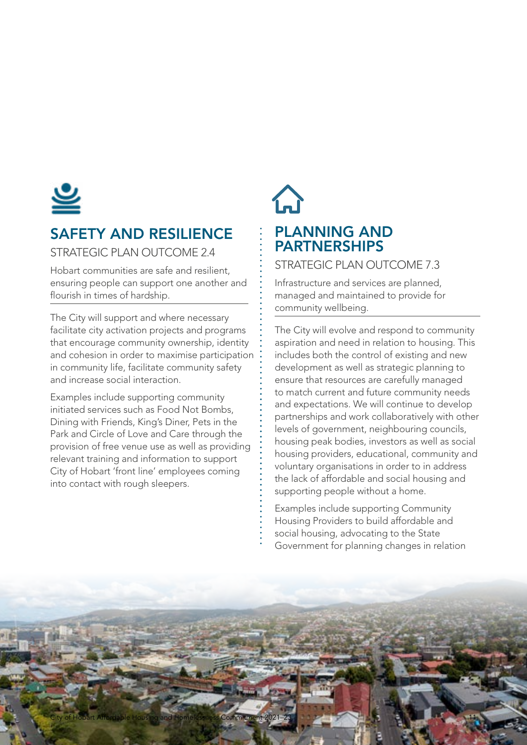## SAFETY AND RESILIENCE

STRATEGIC PLAN OUTCOME 2.4

Hobart communities are safe and resilient, ensuring people can support one another and flourish in times of hardship.

The City will support and where necessary facilitate city activation projects and programs that encourage community ownership, identity and cohesion in order to maximise participation in community life, facilitate community safety and increase social interaction.

Examples include supporting community initiated services such as Food Not Bombs, Dining with Friends, King's Diner, Pets in the Park and Circle of Love and Care through the provision of free venue use as well as providing relevant training and information to support City of Hobart 'front line' employees coming into contact with rough sleepers.

## PLANNING AND PARTNERSHIPS

STRATEGIC PLAN OUTCOME 7.3

Infrastructure and services are planned, managed and maintained to provide for community wellbeing.

The City will evolve and respond to community aspiration and need in relation to housing. This includes both the control of existing and new development as well as strategic planning to ensure that resources are carefully managed to match current and future community needs and expectations. We will continue to develop partnerships and work collaboratively with other levels of government, neighbouring councils, housing peak bodies, investors as well as social housing providers, educational, community and voluntary organisations in order to in address the lack of affordable and social housing and supporting people without a home.

Examples include supporting Community Housing Providers to build affordable and social housing, advocating to the State Government for planning changes in relation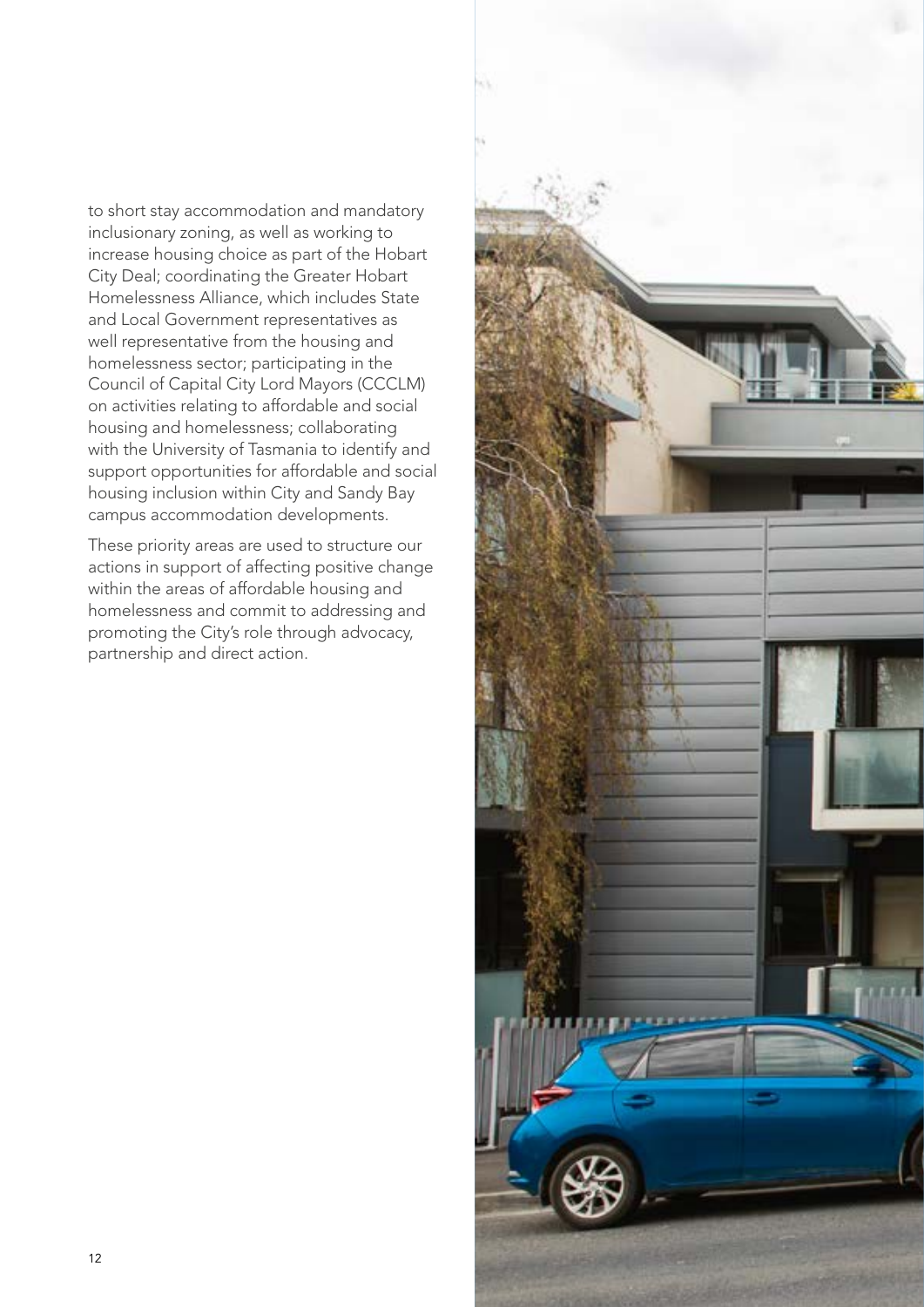to short stay accommodation and mandatory inclusionary zoning, as well as working to increase housing choice as part of the Hobart City Deal; coordinating the Greater Hobart Homelessness Alliance, which includes State and Local Government representatives as well representative from the housing and homelessness sector; participating in the Council of Capital City Lord Mayors (CCCLM) on activities relating to affordable and social housing and homelessness; collaborating with the University of Tasmania to identify and support opportunities for affordable and social housing inclusion within City and Sandy Bay campus accommodation developments.

These priority areas are used to structure our actions in support of affecting positive change within the areas of affordable housing and homelessness and commit to addressing and promoting the City's role through advocacy, partnership and direct action.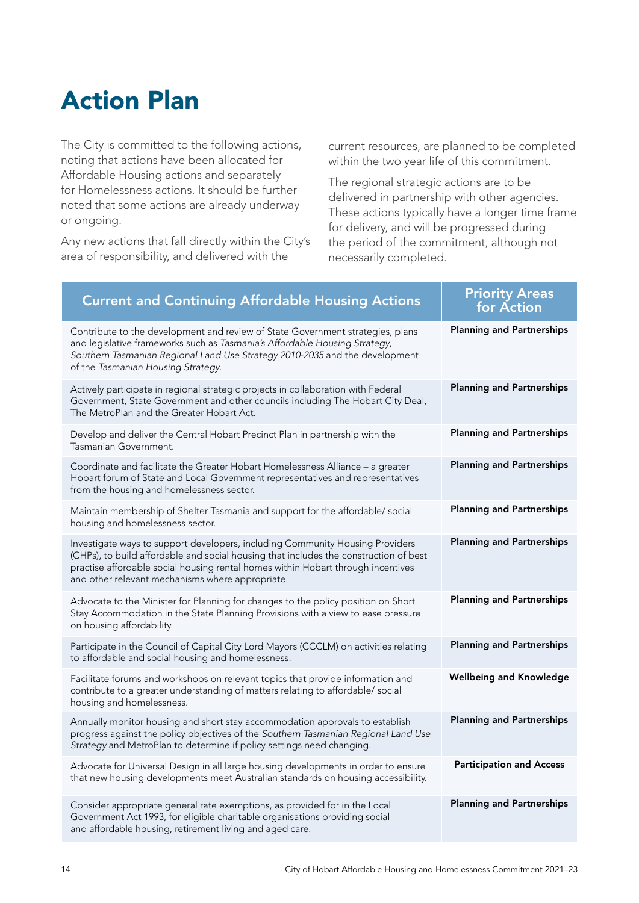# Action Plan

The City is committed to the following actions, noting that actions have been allocated for Affordable Housing actions and separately for Homelessness actions. It should be further noted that some actions are already underway or ongoing.

Any new actions that fall directly within the City's area of responsibility, and delivered with the current resources, are planned to be completed within the two year life of this commitment.

The regional strategic actions are to be delivered in partnership with other agencies. These actions typically have a longer time frame for delivery, and will be progressed during the period of the commitment, although not necessarily completed.

| Current and Continuing Affordable Housing Actions | Priority Areas for Action |
|---|---|
| Contribute to the development and review of State Government strategies, plans and legislative frameworks such as *Tasmania's Affordable Housing Strategy*, *Southern Tasmanian Regional Land Use Strategy 2010-2035* and the development of the *Tasmanian Housing Strategy*. | **Planning and Partnerships** |
| Actively participate in regional strategic projects in collaboration with Federal Government, State Government and other councils including The Hobart City Deal, The MetroPlan and the Greater Hobart Act. | **Planning and Partnerships** |
| Develop and deliver the Central Hobart Precinct Plan in partnership with the Tasmanian Government. | **Planning and Partnerships** |
| Coordinate and facilitate the Greater Hobart Homelessness Alliance – a greater Hobart forum of State and Local Government representatives and representatives from the housing and homelessness sector. | **Planning and Partnerships** |
| Maintain membership of Shelter Tasmania and support for the affordable/ social housing and homelessness sector. | **Planning and Partnerships** |
| Investigate ways to support developers, including Community Housing Providers (CHPs), to build affordable and social housing that includes the construction of best practise affordable social housing rental homes within Hobart through incentives and other relevant mechanisms where appropriate. | **Planning and Partnerships** |
| Advocate to the Minister for Planning for changes to the policy position on Short Stay Accommodation in the State Planning Provisions with a view to ease pressure on housing affordability. | **Planning and Partnerships** |
| Participate in the Council of Capital City Lord Mayors (CCCLM) on activities relating to affordable and social housing and homelessness. | **Planning and Partnerships** |
| Facilitate forums and workshops on relevant topics that provide information and contribute to a greater understanding of matters relating to affordable/ social housing and homelessness. | **Wellbeing and Knowledge** |
| Annually monitor housing and short stay accommodation approvals to establish progress against the policy objectives of the *Southern Tasmanian Regional Land Use Strategy* and MetroPlan to determine if policy settings need changing. | **Planning and Partnerships** |
| Advocate for Universal Design in all large housing developments in order to ensure that new housing developments meet Australian standards on housing accessibility. | **Participation and Access** |
| Consider appropriate general rate exemptions, as provided for in the Local Government Act 1993, for eligible charitable organisations providing social and affordable housing, retirement living and aged care. | **Planning and Partnerships** |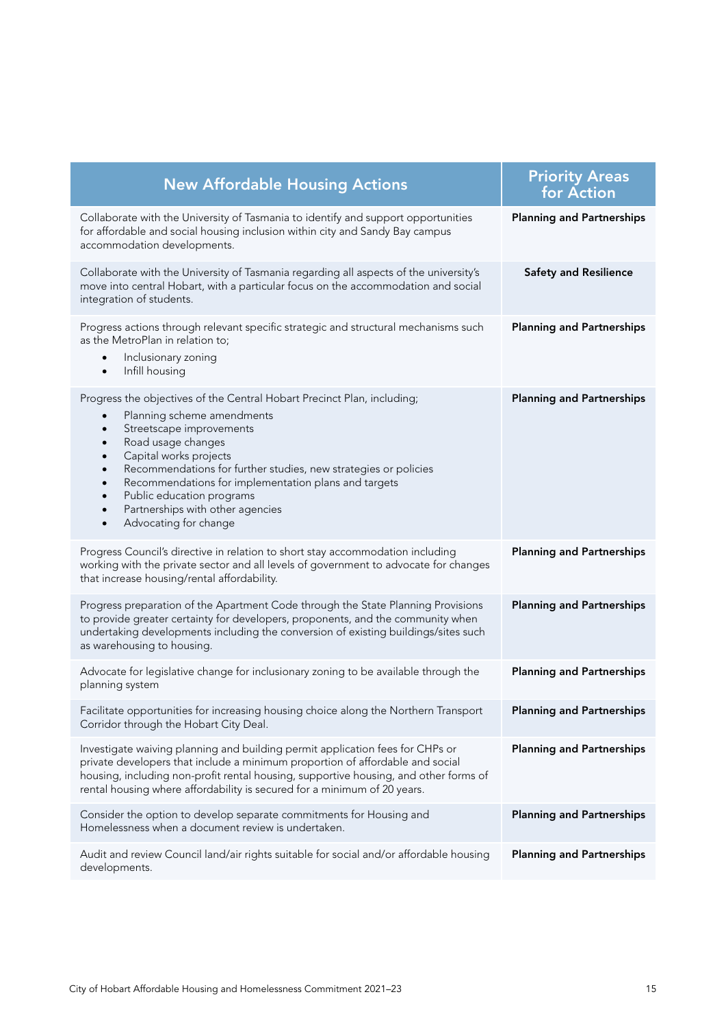| New Affordable Housing Actions | Priority Areas for Action |
|---|---|
| Collaborate with the University of Tasmania to identify and support opportunities for affordable and social housing inclusion within city and Sandy Bay campus accommodation developments. | **Planning and Partnerships** |
| Collaborate with the University of Tasmania regarding all aspects of the university's move into central Hobart, with a particular focus on the accommodation and social integration of students. | **Safety and Resilience** |
| Progress actions through relevant specific strategic and structural mechanisms such as the MetroPlan in relation to;<br>• Inclusionary zoning<br>• Infill housing | **Planning and Partnerships** |
| Progress the objectives of the Central Hobart Precinct Plan, including;<br>• Planning scheme amendments<br>• Streetscape improvements<br>• Road usage changes<br>• Capital works projects<br>• Recommendations for further studies, new strategies or policies<br>• Recommendations for implementation plans and targets<br>• Public education programs<br>• Partnerships with other agencies<br>• Advocating for change | **Planning and Partnerships** |
| Progress Council's directive in relation to short stay accommodation including working with the private sector and all levels of government to advocate for changes that increase housing/rental affordability. | **Planning and Partnerships** |
| Progress preparation of the Apartment Code through the State Planning Provisions to provide greater certainty for developers, proponents, and the community when undertaking developments including the conversion of existing buildings/sites such as warehousing to housing. | **Planning and Partnerships** |
| Advocate for legislative change for inclusionary zoning to be available through the planning system | **Planning and Partnerships** |
| Facilitate opportunities for increasing housing choice along the Northern Transport Corridor through the Hobart City Deal. | **Planning and Partnerships** |
| Investigate waiving planning and building permit application fees for CHPs or private developers that include a minimum proportion of affordable and social housing, including non-profit rental housing, supportive housing, and other forms of rental housing where affordability is secured for a minimum of 20 years. | **Planning and Partnerships** |
| Consider the option to develop separate commitments for Housing and Homelessness when a document review is undertaken. | **Planning and Partnerships** |
| Audit and review Council land/air rights suitable for social and/or affordable housing developments. | **Planning and Partnerships** |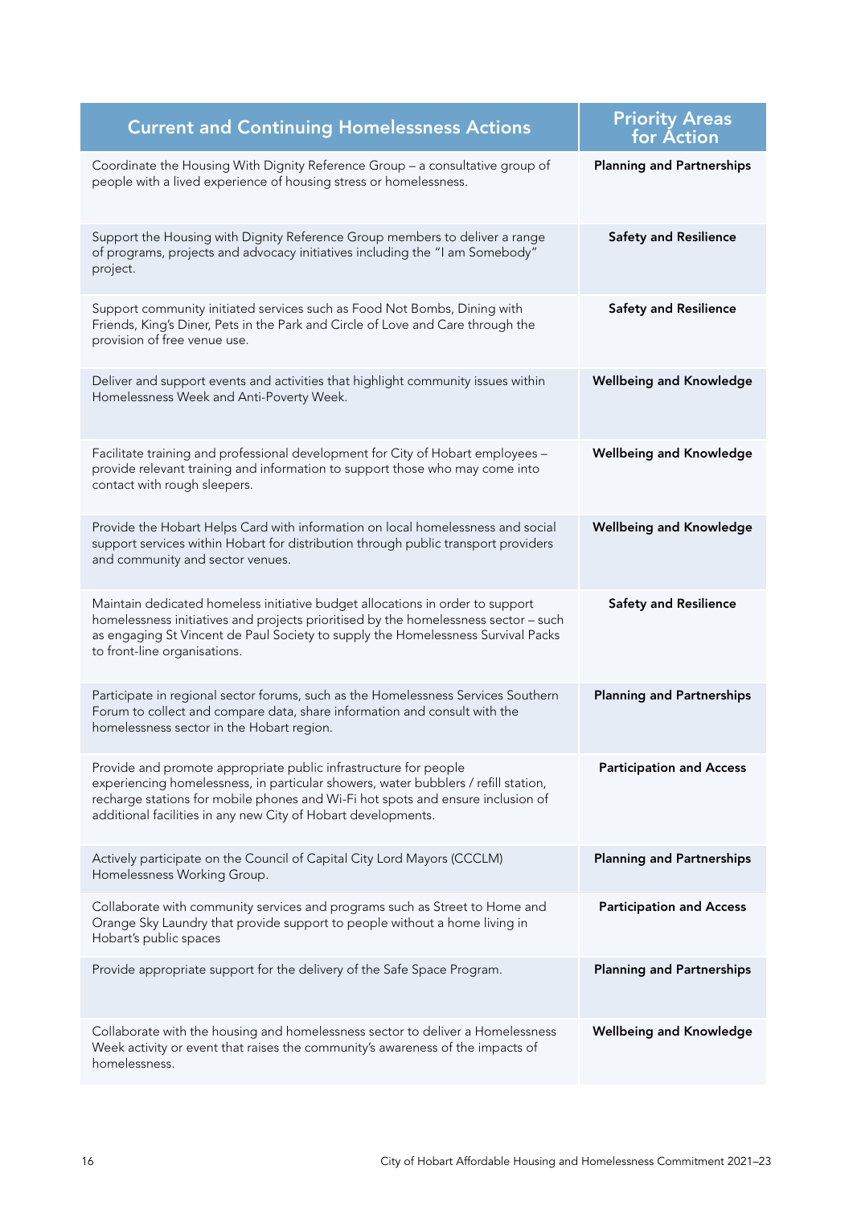| Current and Continuing Homelessness Actions | Priority Areas for Action |
| --- | --- |
| Coordinate the Housing With Dignity Reference Group – a consultative group of people with a lived experience of housing stress or homelessness. | **Planning and Partnerships** |
| Support the Housing with Dignity Reference Group members to deliver a range of programs, projects and advocacy initiatives including the "I am Somebody" project. | **Safety and Resilience** |
| Support community initiated services such as Food Not Bombs, Dining with Friends, King's Diner, Pets in the Park and Circle of Love and Care through the provision of free venue use. | **Safety and Resilience** |
| Deliver and support events and activities that highlight community issues within Homelessness Week and Anti-Poverty Week. | **Wellbeing and Knowledge** |
| Facilitate training and professional development for City of Hobart employees – provide relevant training and information to support those who may come into contact with rough sleepers. | **Wellbeing and Knowledge** |
| Provide the Hobart Helps Card with information on local homelessness and social support services within Hobart for distribution through public transport providers and community and sector venues. | **Wellbeing and Knowledge** |
| Maintain dedicated homeless initiative budget allocations in order to support homelessness initiatives and projects prioritised by the homelessness sector – such as engaging St Vincent de Paul Society to supply the Homelessness Survival Packs to front-line organisations. | **Safety and Resilience** |
| Participate in regional sector forums, such as the Homelessness Services Southern Forum to collect and compare data, share information and consult with the homelessness sector in the Hobart region. | **Planning and Partnerships** |
| Provide and promote appropriate public infrastructure for people experiencing homelessness, in particular showers, water bubblers / refill station, recharge stations for mobile phones and Wi-Fi hot spots and ensure inclusion of additional facilities in any new City of Hobart developments. | **Participation and Access** |
| Actively participate on the Council of Capital City Lord Mayors (CCCLM) Homelessness Working Group. | **Planning and Partnerships** |
| Collaborate with community services and programs such as Street to Home and Orange Sky Laundry that provide support to people without a home living in Hobart's public spaces | **Participation and Access** |
| Provide appropriate support for the delivery of the Safe Space Program. | **Planning and Partnerships** |
| Collaborate with the housing and homelessness sector to deliver a Homelessness Week activity or event that raises the community's awareness of the impacts of homelessness. | **Wellbeing and Knowledge** |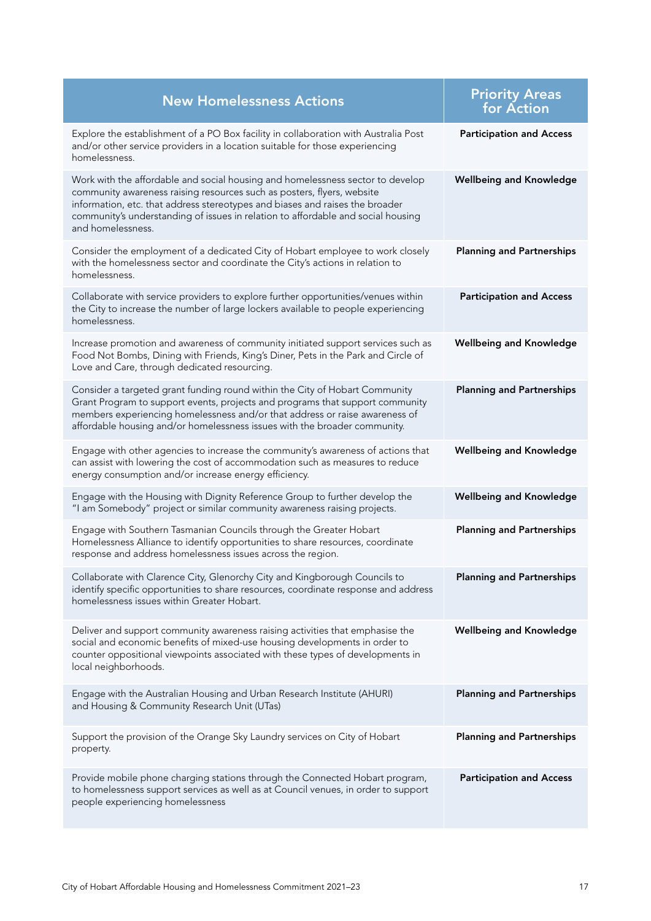| New Homelessness Actions | Priority Areas for Action |
|---|---|
| Explore the establishment of a PO Box facility in collaboration with Australia Post and/or other service providers in a location suitable for those experiencing homelessness. | **Participation and Access** |
| Work with the affordable and social housing and homelessness sector to develop community awareness raising resources such as posters, flyers, website information, etc. that address stereotypes and biases and raises the broader community's understanding of issues in relation to affordable and social housing and homelessness. | **Wellbeing and Knowledge** |
| Consider the employment of a dedicated City of Hobart employee to work closely with the homelessness sector and coordinate the City's actions in relation to homelessness. | **Planning and Partnerships** |
| Collaborate with service providers to explore further opportunities/venues within the City to increase the number of large lockers available to people experiencing homelessness. | **Participation and Access** |
| Increase promotion and awareness of community initiated support services such as Food Not Bombs, Dining with Friends, King's Diner, Pets in the Park and Circle of Love and Care, through dedicated resourcing. | **Wellbeing and Knowledge** |
| Consider a targeted grant funding round within the City of Hobart Community Grant Program to support events, projects and programs that support community members experiencing homelessness and/or that address or raise awareness of affordable housing and/or homelessness issues with the broader community. | **Planning and Partnerships** |
| Engage with other agencies to increase the community's awareness of actions that can assist with lowering the cost of accommodation such as measures to reduce energy consumption and/or increase energy efficiency. | **Wellbeing and Knowledge** |
| Engage with the Housing with Dignity Reference Group to further develop the "I am Somebody" project or similar community awareness raising projects. | **Wellbeing and Knowledge** |
| Engage with Southern Tasmanian Councils through the Greater Hobart Homelessness Alliance to identify opportunities to share resources, coordinate response and address homelessness issues across the region. | **Planning and Partnerships** |
| Collaborate with Clarence City, Glenorchy City and Kingborough Councils to identify specific opportunities to share resources, coordinate response and address homelessness issues within Greater Hobart. | **Planning and Partnerships** |
| Deliver and support community awareness raising activities that emphasise the social and economic benefits of mixed-use housing developments in order to counter oppositional viewpoints associated with these types of developments in local neighborhoods. | **Wellbeing and Knowledge** |
| Engage with the Australian Housing and Urban Research Institute (AHURI) and Housing & Community Research Unit (UTas) | **Planning and Partnerships** |
| Support the provision of the Orange Sky Laundry services on City of Hobart property. | **Planning and Partnerships** |
| Provide mobile phone charging stations through the Connected Hobart program, to homelessness support services as well as at Council venues, in order to support people experiencing homelessness | **Participation and Access** |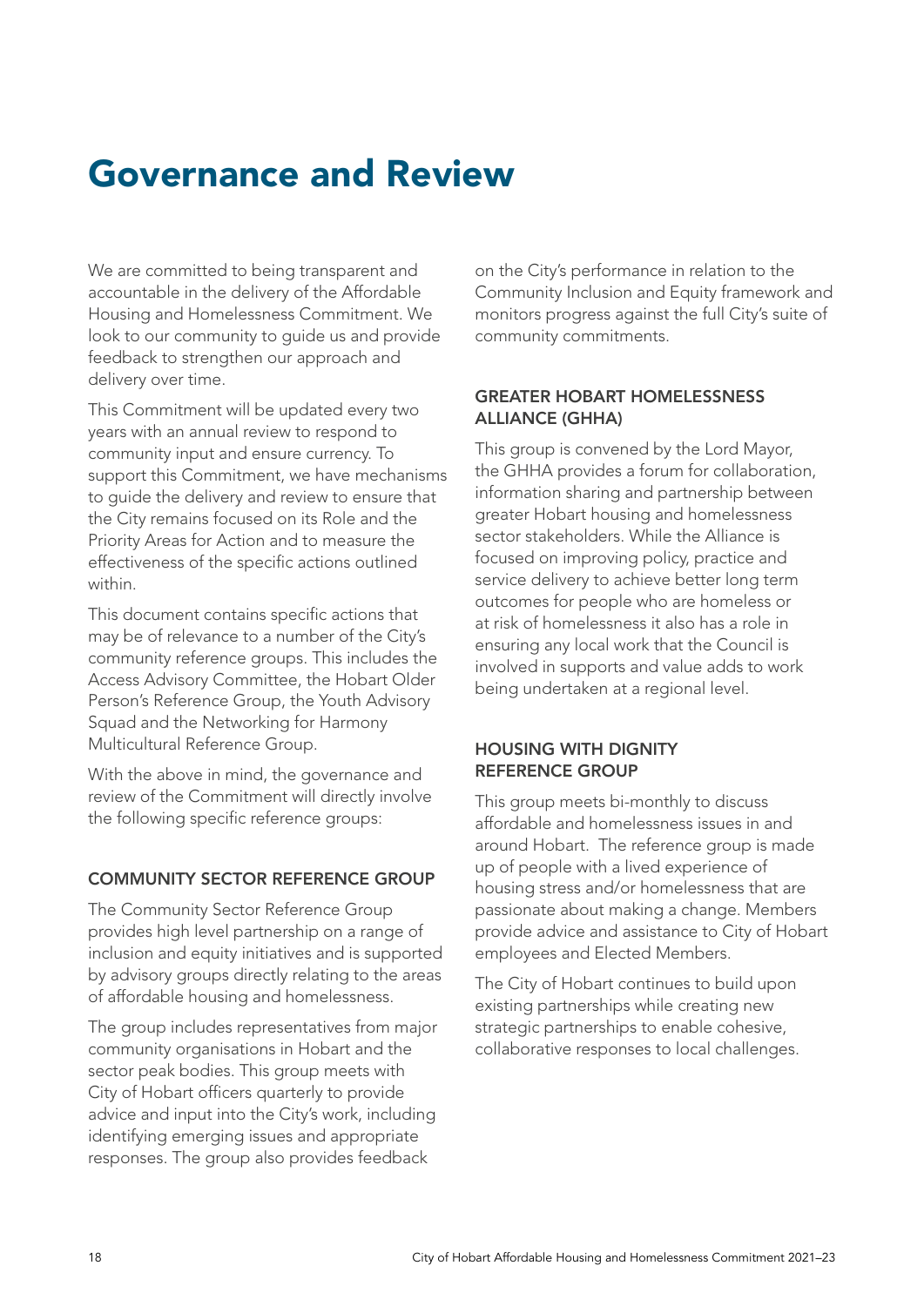# Governance and Review

We are committed to being transparent and accountable in the delivery of the Affordable Housing and Homelessness Commitment. We look to our community to guide us and provide feedback to strengthen our approach and delivery over time.

This Commitment will be updated every two years with an annual review to respond to community input and ensure currency. To support this Commitment, we have mechanisms to guide the delivery and review to ensure that the City remains focused on its Role and the Priority Areas for Action and to measure the effectiveness of the specific actions outlined within.

This document contains specific actions that may be of relevance to a number of the City's community reference groups. This includes the Access Advisory Committee, the Hobart Older Person's Reference Group, the Youth Advisory Squad and the Networking for Harmony Multicultural Reference Group.

With the above in mind, the governance and review of the Commitment will directly involve the following specific reference groups:

### COMMUNITY SECTOR REFERENCE GROUP

The Community Sector Reference Group provides high level partnership on a range of inclusion and equity initiatives and is supported by advisory groups directly relating to the areas of affordable housing and homelessness.

The group includes representatives from major community organisations in Hobart and the sector peak bodies. This group meets with City of Hobart officers quarterly to provide advice and input into the City's work, including identifying emerging issues and appropriate responses. The group also provides feedback on the City's performance in relation to the Community Inclusion and Equity framework and monitors progress against the full City's suite of community commitments.

### GREATER HOBART HOMELESSNESS ALLIANCE (GHHA)

This group is convened by the Lord Mayor, the GHHA provides a forum for collaboration, information sharing and partnership between greater Hobart housing and homelessness sector stakeholders. While the Alliance is focused on improving policy, practice and service delivery to achieve better long term outcomes for people who are homeless or at risk of homelessness it also has a role in ensuring any local work that the Council is involved in supports and value adds to work being undertaken at a regional level.

### HOUSING WITH DIGNITY REFERENCE GROUP

This group meets bi-monthly to discuss affordable and homelessness issues in and around Hobart. The reference group is made up of people with a lived experience of housing stress and/or homelessness that are passionate about making a change. Members provide advice and assistance to City of Hobart employees and Elected Members.

The City of Hobart continues to build upon existing partnerships while creating new strategic partnerships to enable cohesive, collaborative responses to local challenges.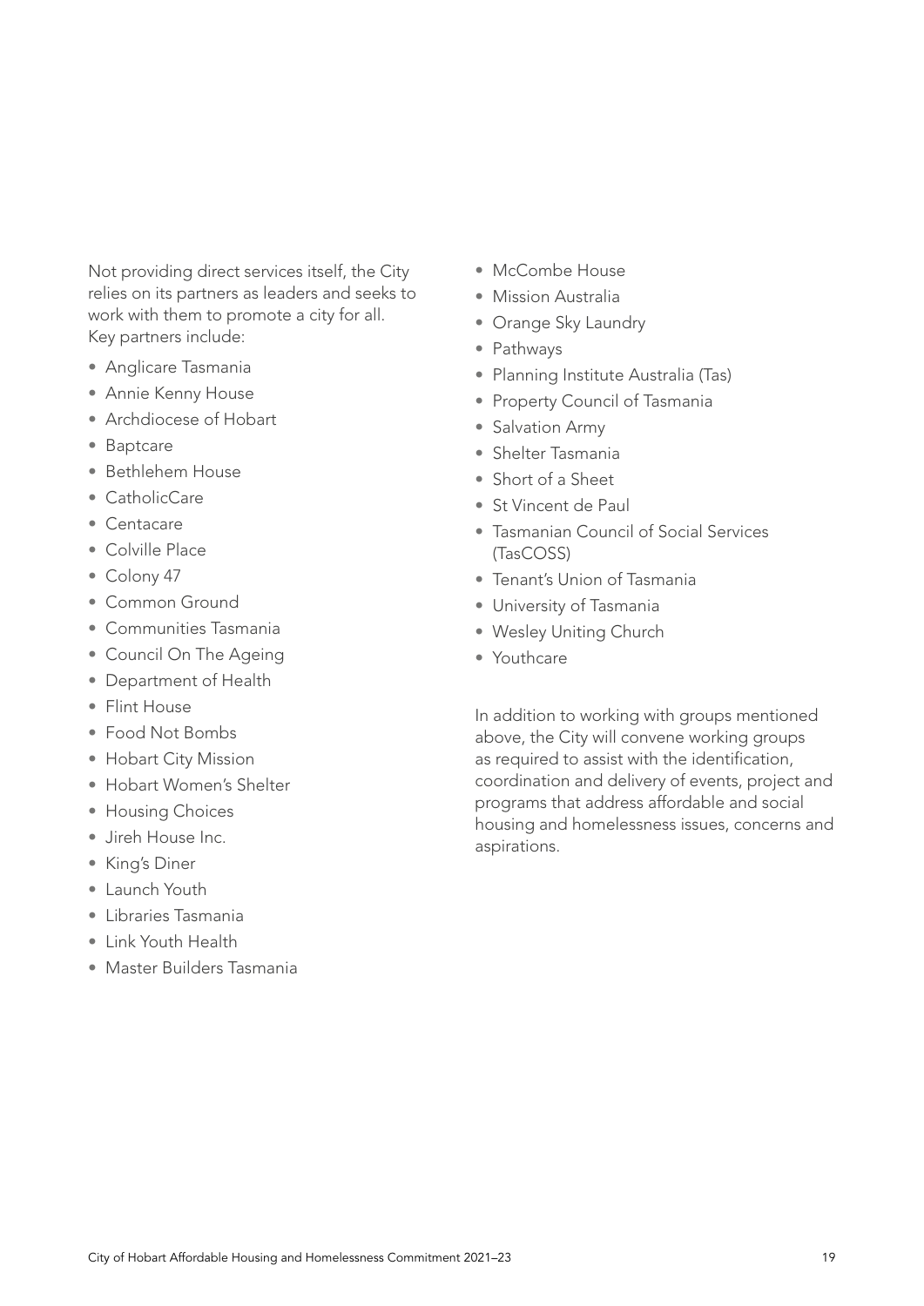Not providing direct services itself, the City relies on its partners as leaders and seeks to work with them to promote a city for all. Key partners include:

- Anglicare Tasmania
- Annie Kenny House
- Archdiocese of Hobart
- Baptcare
- Bethlehem House
- CatholicCare
- Centacare
- Colville Place
- Colony 47
- Common Ground
- Communities Tasmania
- Council On The Ageing
- Department of Health
- Flint House
- Food Not Bombs
- Hobart City Mission
- Hobart Women's Shelter
- Housing Choices
- Jireh House Inc.
- King's Diner
- Launch Youth
- Libraries Tasmania
- Link Youth Health
- Master Builders Tasmania
- McCombe House
- Mission Australia
- Orange Sky Laundry
- Pathways
- Planning Institute Australia (Tas)
- Property Council of Tasmania
- Salvation Army
- Shelter Tasmania
- Short of a Sheet
- St Vincent de Paul
- Tasmanian Council of Social Services (TasCOSS)
- Tenant's Union of Tasmania
- University of Tasmania
- Wesley Uniting Church
- Youthcare

In addition to working with groups mentioned above, the City will convene working groups as required to assist with the identification, coordination and delivery of events, project and programs that address affordable and social housing and homelessness issues, concerns and aspirations.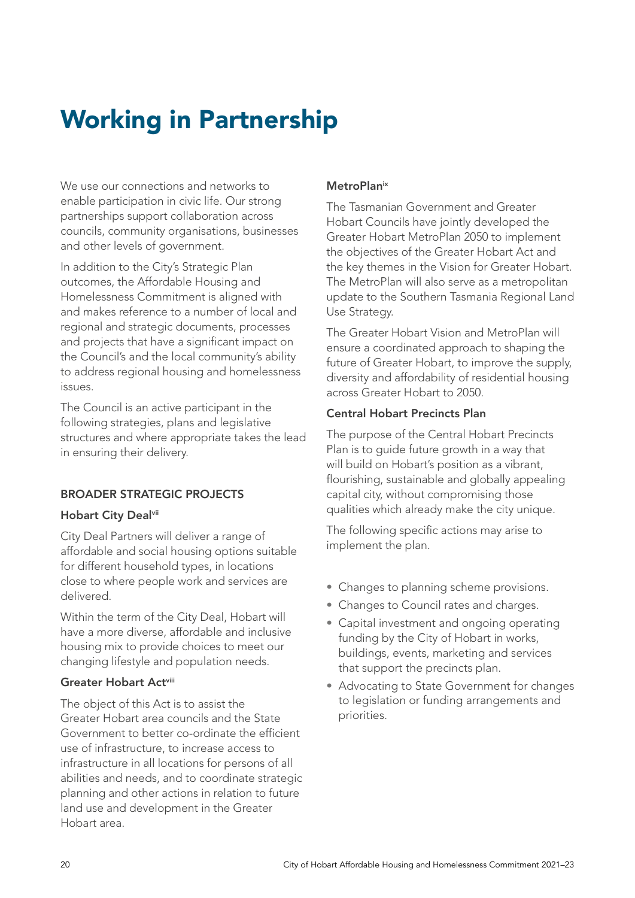# Working in Partnership

We use our connections and networks to enable participation in civic life. Our strong partnerships support collaboration across councils, community organisations, businesses and other levels of government.

In addition to the City's Strategic Plan outcomes, the Affordable Housing and Homelessness Commitment is aligned with and makes reference to a number of local and regional and strategic documents, processes and projects that have a significant impact on the Council's and the local community's ability to address regional housing and homelessness issues.

The Council is an active participant in the following strategies, plans and legislative structures and where appropriate takes the lead in ensuring their delivery.

## BROADER STRATEGIC PROJECTS

### Hobart City Deal[vii]

City Deal Partners will deliver a range of affordable and social housing options suitable for different household types, in locations close to where people work and services are delivered.

Within the term of the City Deal, Hobart will have a more diverse, affordable and inclusive housing mix to provide choices to meet our changing lifestyle and population needs.

### Greater Hobart Act[viii]

The object of this Act is to assist the Greater Hobart area councils and the State Government to better co-ordinate the efficient use of infrastructure, to increase access to infrastructure in all locations for persons of all abilities and needs, and to coordinate strategic planning and other actions in relation to future land use and development in the Greater Hobart area.

### MetroPlan[ix]

The Tasmanian Government and Greater Hobart Councils have jointly developed the Greater Hobart MetroPlan 2050 to implement the objectives of the Greater Hobart Act and the key themes in the Vision for Greater Hobart. The MetroPlan will also serve as a metropolitan update to the Southern Tasmania Regional Land Use Strategy.

The Greater Hobart Vision and MetroPlan will ensure a coordinated approach to shaping the future of Greater Hobart, to improve the supply, diversity and affordability of residential housing across Greater Hobart to 2050.

### Central Hobart Precincts Plan

The purpose of the Central Hobart Precincts Plan is to guide future growth in a way that will build on Hobart's position as a vibrant, flourishing, sustainable and globally appealing capital city, without compromising those qualities which already make the city unique.

The following specific actions may arise to implement the plan.

- Changes to planning scheme provisions.
- Changes to Council rates and charges.
- Capital investment and ongoing operating funding by the City of Hobart in works, buildings, events, marketing and services that support the precincts plan.
- Advocating to State Government for changes to legislation or funding arrangements and priorities.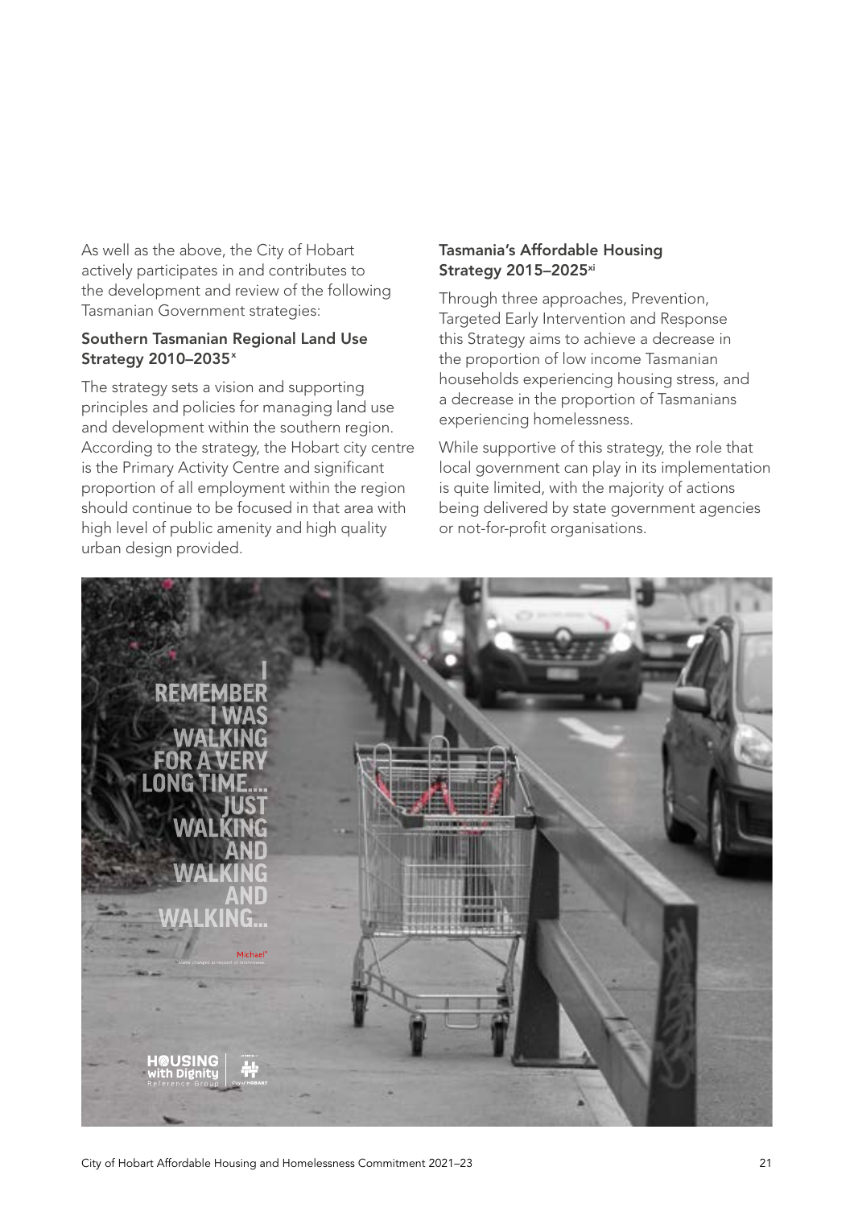As well as the above, the City of Hobart actively participates in and contributes to the development and review of the following Tasmanian Government strategies:

### Southern Tasmanian Regional Land Use Strategy 2010–2035[x]

The strategy sets a vision and supporting principles and policies for managing land use and development within the southern region. According to the strategy, the Hobart city centre is the Primary Activity Centre and significant proportion of all employment within the region should continue to be focused in that area with high level of public amenity and high quality urban design provided.

### Tasmania's Affordable Housing Strategy 2015–2025[xi]

Through three approaches, Prevention, Targeted Early Intervention and Response this Strategy aims to achieve a decrease in the proportion of low income Tasmanian households experiencing housing stress, and a decrease in the proportion of Tasmanians experiencing homelessness.

While supportive of this strategy, the role that local government can play in its implementation is quite limited, with the majority of actions being delivered by state government agencies or not-for-profit organisations.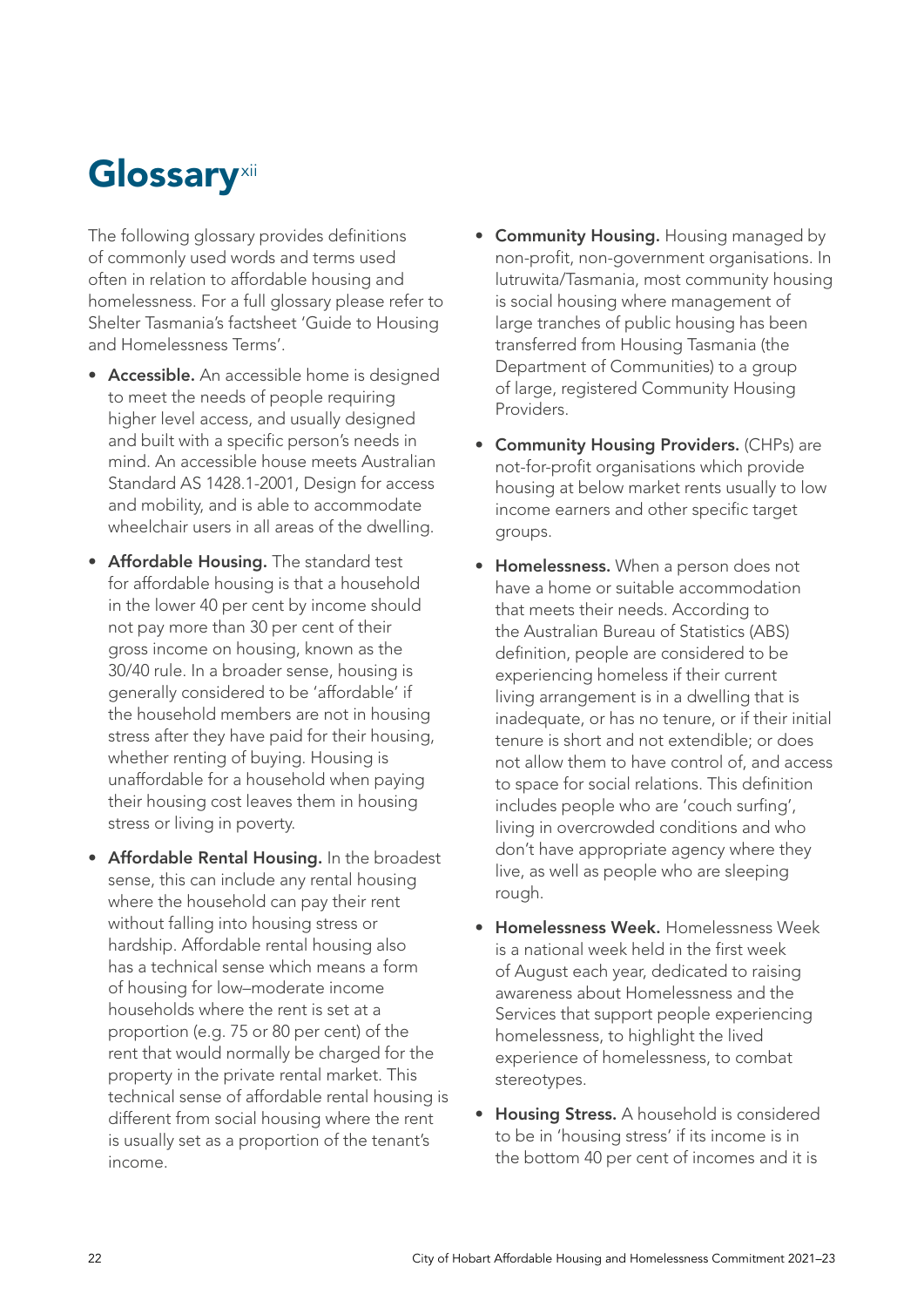# Glossary[xii]

The following glossary provides definitions of commonly used words and terms used often in relation to affordable housing and homelessness. For a full glossary please refer to Shelter Tasmania's factsheet 'Guide to Housing and Homelessness Terms'.

- **Accessible.** An accessible home is designed to meet the needs of people requiring higher level access, and usually designed and built with a specific person's needs in mind. An accessible house meets Australian Standard AS 1428.1-2001, Design for access and mobility, and is able to accommodate wheelchair users in all areas of the dwelling.
- **Affordable Housing.** The standard test for affordable housing is that a household in the lower 40 per cent by income should not pay more than 30 per cent of their gross income on housing, known as the 30/40 rule. In a broader sense, housing is generally considered to be 'affordable' if the household members are not in housing stress after they have paid for their housing, whether renting of buying. Housing is unaffordable for a household when paying their housing cost leaves them in housing stress or living in poverty.
- **Affordable Rental Housing.** In the broadest sense, this can include any rental housing where the household can pay their rent without falling into housing stress or hardship. Affordable rental housing also has a technical sense which means a form of housing for low–moderate income households where the rent is set at a proportion (e.g. 75 or 80 per cent) of the rent that would normally be charged for the property in the private rental market. This technical sense of affordable rental housing is different from social housing where the rent is usually set as a proportion of the tenant's income.
- **Community Housing.** Housing managed by non-profit, non-government organisations. In lutruwita/Tasmania, most community housing is social housing where management of large tranches of public housing has been transferred from Housing Tasmania (the Department of Communities) to a group of large, registered Community Housing Providers.
- **Community Housing Providers.** (CHPs) are not-for-profit organisations which provide housing at below market rents usually to low income earners and other specific target groups.
- **Homelessness.** When a person does not have a home or suitable accommodation that meets their needs. According to the Australian Bureau of Statistics (ABS) definition, people are considered to be experiencing homeless if their current living arrangement is in a dwelling that is inadequate, or has no tenure, or if their initial tenure is short and not extendible; or does not allow them to have control of, and access to space for social relations. This definition includes people who are 'couch surfing', living in overcrowded conditions and who don't have appropriate agency where they live, as well as people who are sleeping rough.
- **Homelessness Week.** Homelessness Week is a national week held in the first week of August each year, dedicated to raising awareness about Homelessness and the Services that support people experiencing homelessness, to highlight the lived experience of homelessness, to combat stereotypes.
- **Housing Stress.** A household is considered to be in 'housing stress' if its income is in the bottom 40 per cent of incomes and it is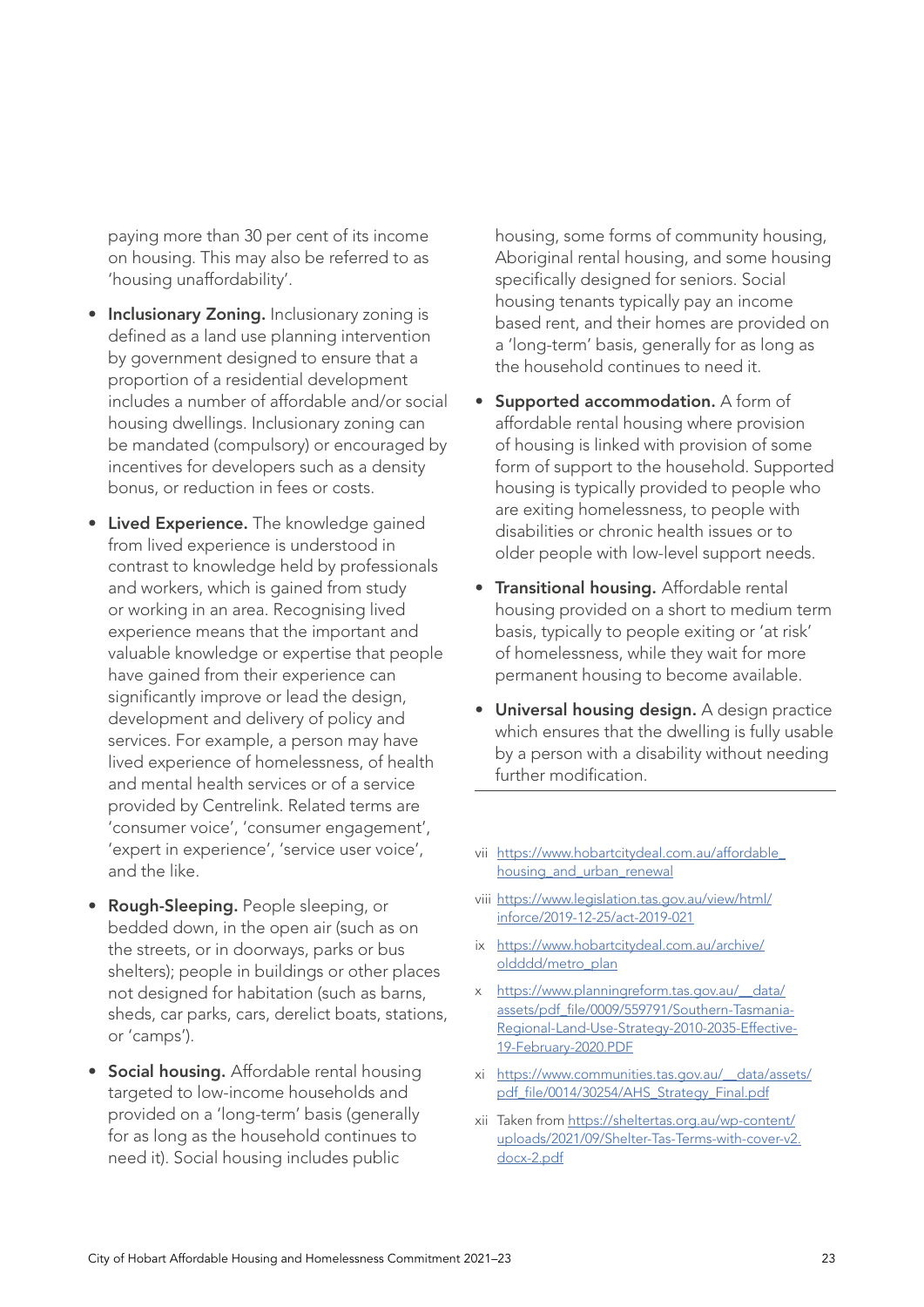paying more than 30 per cent of its income on housing. This may also be referred to as 'housing unaffordability'.

- **Inclusionary Zoning.** Inclusionary zoning is defined as a land use planning intervention by government designed to ensure that a proportion of a residential development includes a number of affordable and/or social housing dwellings. Inclusionary zoning can be mandated (compulsory) or encouraged by incentives for developers such as a density bonus, or reduction in fees or costs.
- **Lived Experience.** The knowledge gained from lived experience is understood in contrast to knowledge held by professionals and workers, which is gained from study or working in an area. Recognising lived experience means that the important and valuable knowledge or expertise that people have gained from their experience can significantly improve or lead the design, development and delivery of policy and services. For example, a person may have lived experience of homelessness, of health and mental health services or of a service provided by Centrelink. Related terms are 'consumer voice', 'consumer engagement', 'expert in experience', 'service user voice', and the like.
- **Rough-Sleeping.** People sleeping, or bedded down, in the open air (such as on the streets, or in doorways, parks or bus shelters); people in buildings or other places not designed for habitation (such as barns, sheds, car parks, cars, derelict boats, stations, or 'camps').
- **Social housing.** Affordable rental housing targeted to low-income households and provided on a 'long-term' basis (generally for as long as the household continues to need it). Social housing includes public housing, some forms of community housing, Aboriginal rental housing, and some housing specifically designed for seniors. Social housing tenants typically pay an income based rent, and their homes are provided on a 'long-term' basis, generally for as long as the household continues to need it.
- **Supported accommodation.** A form of affordable rental housing where provision of housing is linked with provision of some form of support to the household. Supported housing is typically provided to people who are exiting homelessness, to people with disabilities or chronic health issues or to older people with low-level support needs.
- **Transitional housing.** Affordable rental housing provided on a short to medium term basis, typically to people exiting or 'at risk' of homelessness, while they wait for more permanent housing to become available.
- **Universal housing design.** A design practice which ensures that the dwelling is fully usable by a person with a disability without needing further modification.

---

vii https://www.hobartcitydeal.com.au/affordable_housing_and_urban_renewal

viii https://www.legislation.tas.gov.au/view/html/inforce/2019-12-25/act-2019-021

ix https://www.hobartcitydeal.com.au/archive/oldddd/metro_plan

x https://www.planningreform.tas.gov.au/__data/assets/pdf_file/0009/559791/Southern-Tasmania-Regional-Land-Use-Strategy-2010-2035-Effective-19-February-2020.PDF

xi https://www.communities.tas.gov.au/__data/assets/pdf_file/0014/30254/AHS_Strategy_Final.pdf

xii Taken from https://sheltertas.org.au/wp-content/uploads/2021/09/Shelter-Tas-Terms-with-cover-v2.docx-2.pdf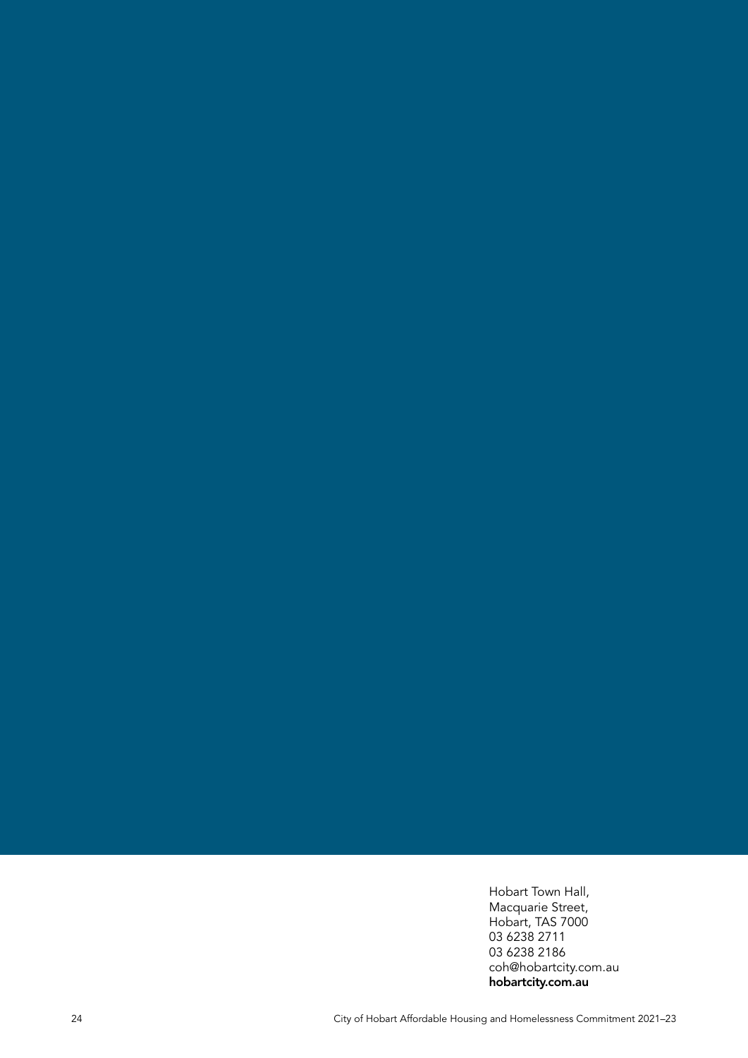Hobart Town Hall,
Macquarie Street,
Hobart, TAS 7000
03 6238 2711
03 6238 2186
coh@hobartcity.com.au
**hobartcity.com.au**